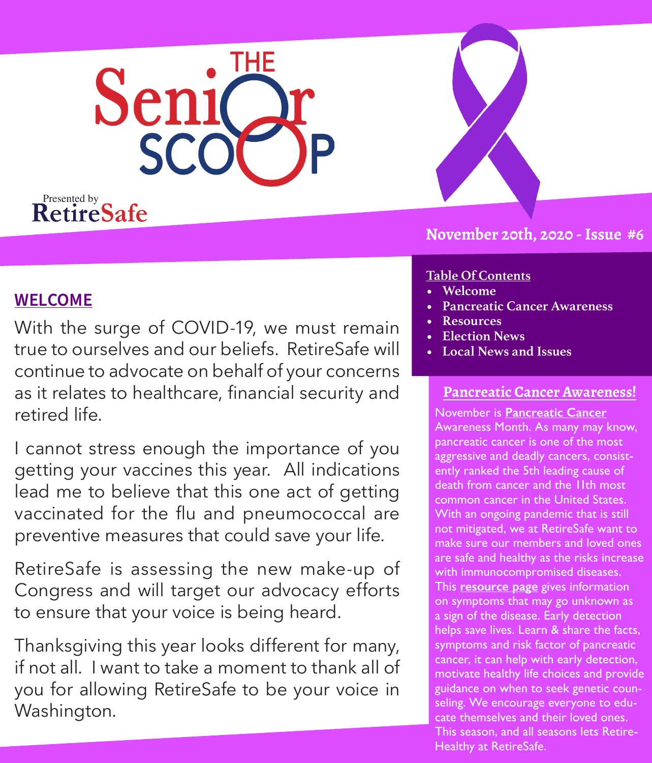# THE Senior SCOOP

Presented by RetireSafe

November 20th, 2020 - Issue #6

## WELCOME

With the surge of COVID-19, we must remain true to ourselves and our beliefs. RetireSafe will continue to advocate on behalf of your concerns as it relates to healthcare, financial security and retired life.

I cannot stress enough the importance of you getting your vaccines this year. All indications lead me to believe that this one act of getting vaccinated for the flu and pneumococcal are preventive measures that could save your life.

RetireSafe is assessing the new make-up of Congress and will target our advocacy efforts to ensure that your voice is being heard.

Thanksgiving this year looks different for many, if not all. I want to take a moment to thank all of you for allowing RetireSafe to be your voice in Washington.

**Table Of Contents**

- Welcome
- Pancreatic Cancer Awareness
- Resources
- Election News
- Local News and Issues

## Pancreatic Cancer Awareness!

November is **Pancreatic Cancer** Awareness Month. As many may know, pancreatic cancer is one of the most aggressive and deadly cancers, consistently ranked the 5th leading cause of death from cancer and the 11th most common cancer in the United States. With an ongoing pandemic that is still not mitigated, we at RetireSafe want to make sure our members and loved ones are safe and healthy as the risks increase with immunocompromised diseases. This **resource page** gives information on symptoms that may go unknown as a sign of the disease. Early detection helps save lives. Learn & share the facts, symptoms and risk factor of pancreatic cancer, it can help with early detection, motivate healthy life choices and provide guidance on when to seek genetic counseling. We encourage everyone to educate themselves and their loved ones. This season, and all seasons lets Retire-Healthy at RetireSafe.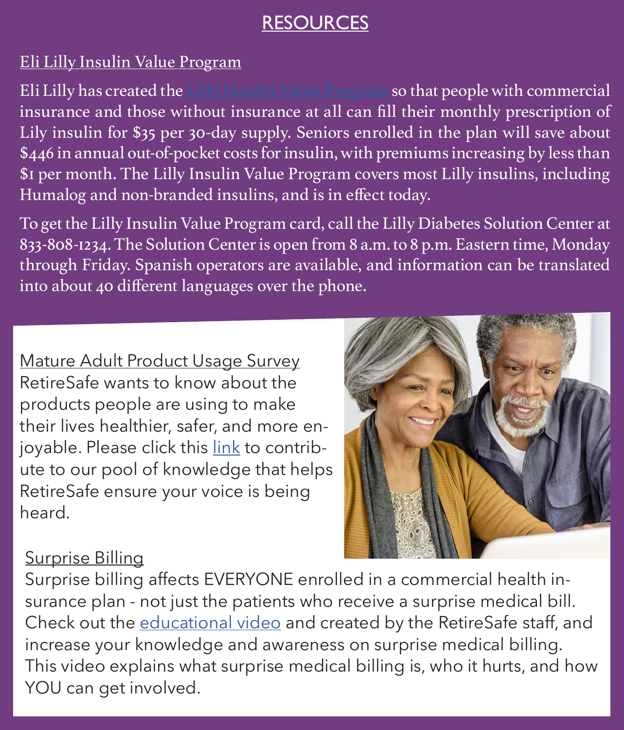# RESOURCES

## Eli Lilly Insulin Value Program

Eli Lilly has created the Lilly Insulin Value Program so that people with commercial insurance and those without insurance at all can fill their monthly prescription of Lily insulin for $35 per 30-day supply. Seniors enrolled in the plan will save about $446 in annual out-of-pocket costs for insulin, with premiums increasing by less than $1 per month. The Lilly Insulin Value Program covers most Lilly insulins, including Humalog and non-branded insulins, and is in effect today.

To get the Lilly Insulin Value Program card, call the Lilly Diabetes Solution Center at 833-808-1234. The Solution Center is open from 8 a.m. to 8 p.m. Eastern time, Monday through Friday. Spanish operators are available, and information can be translated into about 40 different languages over the phone.

## Mature Adult Product Usage Survey

RetireSafe wants to know about the products people are using to make their lives healthier, safer, and more enjoyable. Please click this link to contribute to our pool of knowledge that helps RetireSafe ensure your voice is being heard.

## Surprise Billing

Surprise billing affects EVERYONE enrolled in a commercial health insurance plan - not just the patients who receive a surprise medical bill. Check out the educational video and created by the RetireSafe staff, and increase your knowledge and awareness on surprise medical billing. This video explains what surprise medical billing is, who it hurts, and how YOU can get involved.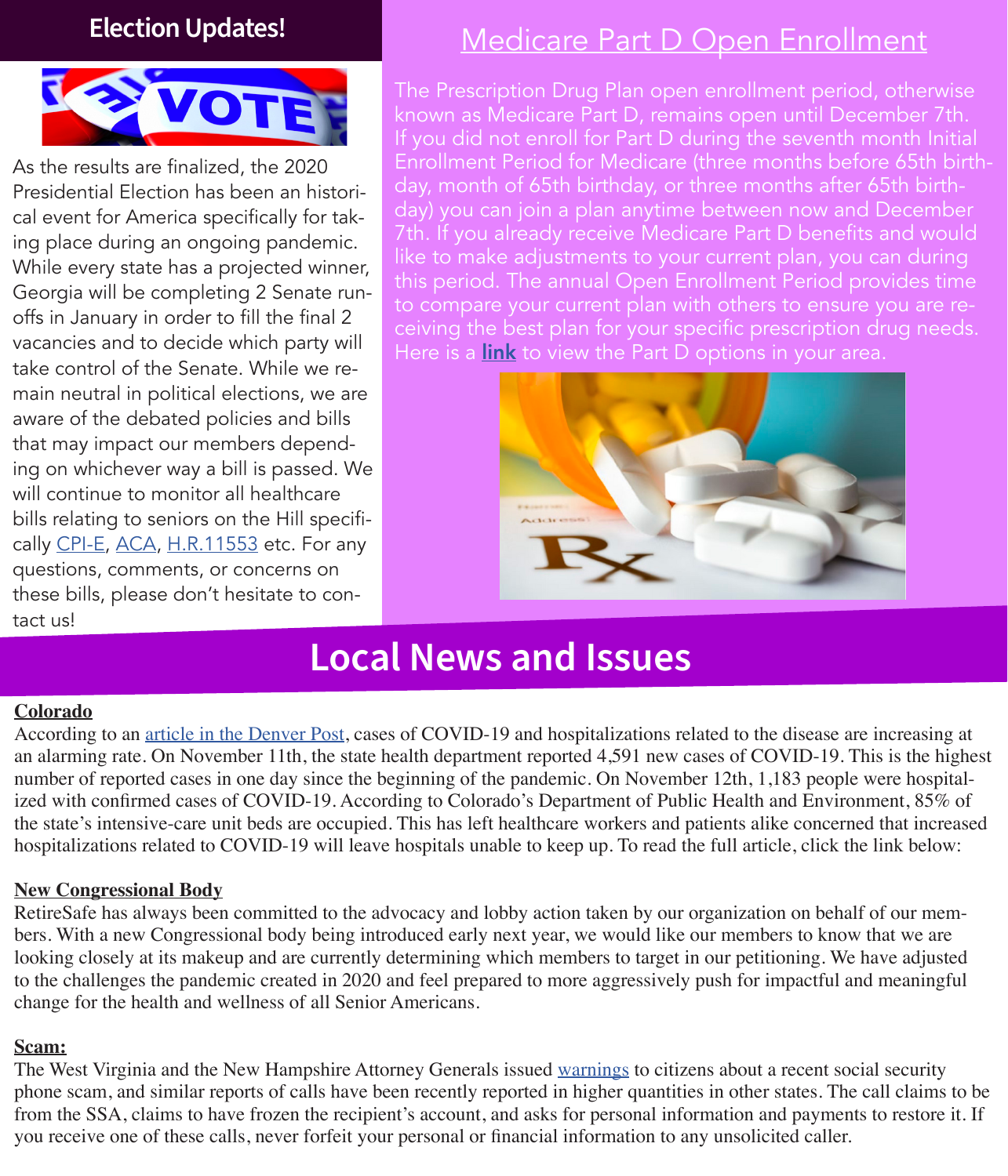## Election Updates!

As the results are finalized, the 2020 Presidential Election has been an historical event for America specifically for taking place during an ongoing pandemic. While every state has a projected winner, Georgia will be completing 2 Senate runoffs in January in order to fill the final 2 vacancies and to decide which party will take control of the Senate. While we remain neutral in political elections, we are aware of the debated policies and bills that may impact our members depending on whichever way a bill is passed. We will continue to monitor all healthcare bills relating to seniors on the Hill specifically CPI-E, ACA, H.R.11553 etc. For any questions, comments, or concerns on these bills, please don't hesitate to contact us!

## Medicare Part D Open Enrollment

The Prescription Drug Plan open enrollment period, otherwise known as Medicare Part D, remains open until December 7th. If you did not enroll for Part D during the seventh month Initial Enrollment Period for Medicare (three months before 65th birthday, month of 65th birthday, or three months after 65th birthday) you can join a plan anytime between now and December 7th. If you already receive Medicare Part D benefits and would like to make adjustments to your current plan, you can during this period. The annual Open Enrollment Period provides time to compare your current plan with others to ensure you are receiving the best plan for your specific prescription drug needs. Here is a **link** to view the Part D options in your area.

# Local News and Issues

**Colorado**

According to an article in the Denver Post, cases of COVID-19 and hospitalizations related to the disease are increasing at an alarming rate. On November 11th, the state health department reported 4,591 new cases of COVID-19. This is the highest number of reported cases in one day since the beginning of the pandemic. On November 12th, 1,183 people were hospitalized with confirmed cases of COVID-19. According to Colorado's Department of Public Health and Environment, 85% of the state's intensive-care unit beds are occupied. This has left healthcare workers and patients alike concerned that increased hospitalizations related to COVID-19 will leave hospitals unable to keep up. To read the full article, click the link below:

**New Congressional Body**

RetireSafe has always been committed to the advocacy and lobby action taken by our organization on behalf of our members. With a new Congressional body being introduced early next year, we would like our members to know that we are looking closely at its makeup and are currently determining which members to target in our petitioning. We have adjusted to the challenges the pandemic created in 2020 and feel prepared to more aggressively push for impactful and meaningful change for the health and wellness of all Senior Americans.

**Scam:**

The West Virginia and the New Hampshire Attorney Generals issued warnings to citizens about a recent social security phone scam, and similar reports of calls have been recently reported in higher quantities in other states. The call claims to be from the SSA, claims to have frozen the recipient's account, and asks for personal information and payments to restore it. If you receive one of these calls, never forfeit your personal or financial information to any unsolicited caller.